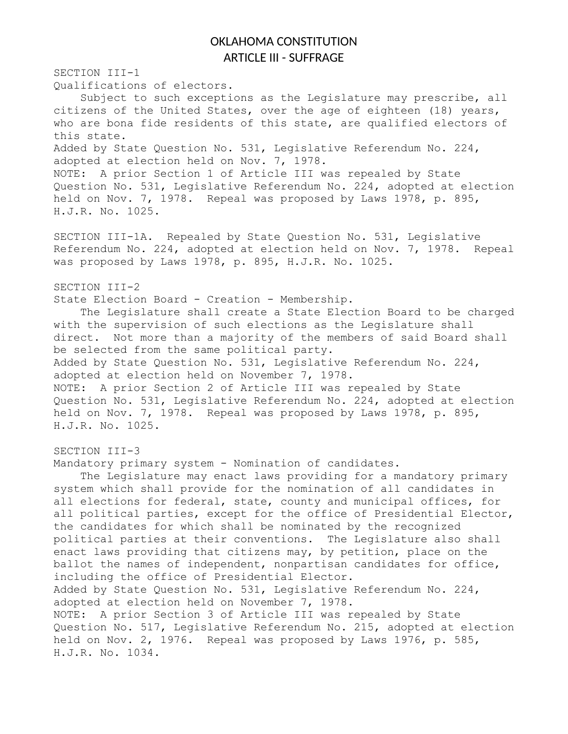# OKLAHOMA CONSTITUTION
## ARTICLE III - SUFFRAGE

SECTION III-1

Qualifications of electors.

Subject to such exceptions as the Legislature may prescribe, all citizens of the United States, over the age of eighteen (18) years, who are bona fide residents of this state, are qualified electors of this state.

Added by State Question No. 531, Legislative Referendum No. 224, adopted at election held on Nov. 7, 1978.

NOTE: A prior Section 1 of Article III was repealed by State Question No. 531, Legislative Referendum No. 224, adopted at election held on Nov. 7, 1978. Repeal was proposed by Laws 1978, p. 895, H.J.R. No. 1025.

SECTION III-1A. Repealed by State Question No. 531, Legislative Referendum No. 224, adopted at election held on Nov. 7, 1978. Repeal was proposed by Laws 1978, p. 895, H.J.R. No. 1025.

SECTION III-2

State Election Board - Creation - Membership.

The Legislature shall create a State Election Board to be charged with the supervision of such elections as the Legislature shall direct. Not more than a majority of the members of said Board shall be selected from the same political party.

Added by State Question No. 531, Legislative Referendum No. 224, adopted at election held on November 7, 1978.

NOTE: A prior Section 2 of Article III was repealed by State Question No. 531, Legislative Referendum No. 224, adopted at election held on Nov. 7, 1978. Repeal was proposed by Laws 1978, p. 895, H.J.R. No. 1025.

SECTION III-3

Mandatory primary system - Nomination of candidates.

The Legislature may enact laws providing for a mandatory primary system which shall provide for the nomination of all candidates in all elections for federal, state, county and municipal offices, for all political parties, except for the office of Presidential Elector, the candidates for which shall be nominated by the recognized political parties at their conventions. The Legislature also shall enact laws providing that citizens may, by petition, place on the ballot the names of independent, nonpartisan candidates for office, including the office of Presidential Elector.

Added by State Question No. 531, Legislative Referendum No. 224, adopted at election held on November 7, 1978.

NOTE: A prior Section 3 of Article III was repealed by State Question No. 517, Legislative Referendum No. 215, adopted at election held on Nov. 2, 1976. Repeal was proposed by Laws 1976, p. 585, H.J.R. No. 1034.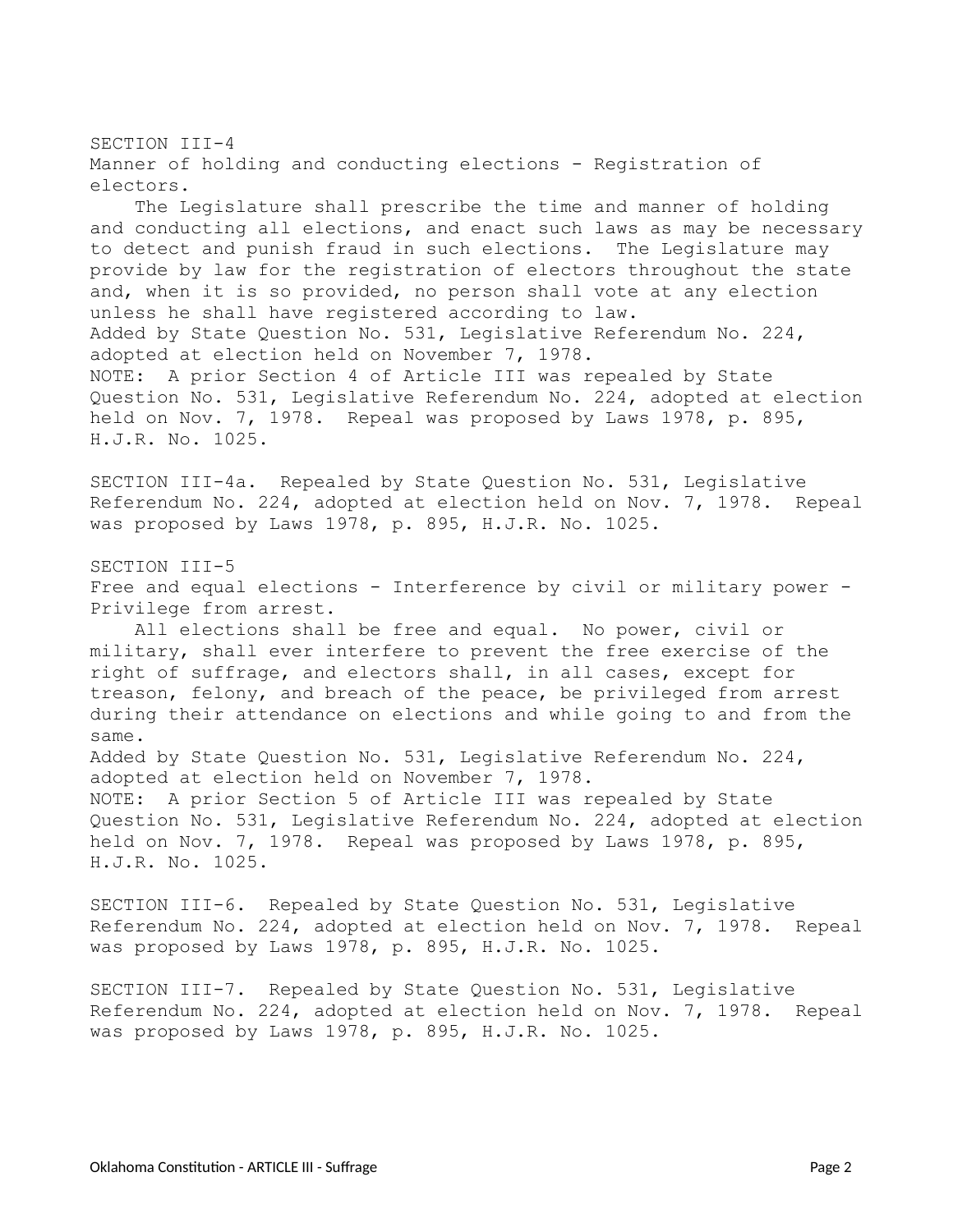SECTION III-4
Manner of holding and conducting elections - Registration of electors.

The Legislature shall prescribe the time and manner of holding and conducting all elections, and enact such laws as may be necessary to detect and punish fraud in such elections. The Legislature may provide by law for the registration of electors throughout the state and, when it is so provided, no person shall vote at any election unless he shall have registered according to law.

Added by State Question No. 531, Legislative Referendum No. 224, adopted at election held on November 7, 1978.

NOTE: A prior Section 4 of Article III was repealed by State Question No. 531, Legislative Referendum No. 224, adopted at election held on Nov. 7, 1978. Repeal was proposed by Laws 1978, p. 895, H.J.R. No. 1025.

SECTION III-4a. Repealed by State Question No. 531, Legislative Referendum No. 224, adopted at election held on Nov. 7, 1978. Repeal was proposed by Laws 1978, p. 895, H.J.R. No. 1025.

SECTION III-5
Free and equal elections - Interference by civil or military power - Privilege from arrest.

All elections shall be free and equal. No power, civil or military, shall ever interfere to prevent the free exercise of the right of suffrage, and electors shall, in all cases, except for treason, felony, and breach of the peace, be privileged from arrest during their attendance on elections and while going to and from the same.

Added by State Question No. 531, Legislative Referendum No. 224, adopted at election held on November 7, 1978.

NOTE: A prior Section 5 of Article III was repealed by State Question No. 531, Legislative Referendum No. 224, adopted at election held on Nov. 7, 1978. Repeal was proposed by Laws 1978, p. 895, H.J.R. No. 1025.

SECTION III-6. Repealed by State Question No. 531, Legislative Referendum No. 224, adopted at election held on Nov. 7, 1978. Repeal was proposed by Laws 1978, p. 895, H.J.R. No. 1025.

SECTION III-7. Repealed by State Question No. 531, Legislative Referendum No. 224, adopted at election held on Nov. 7, 1978. Repeal was proposed by Laws 1978, p. 895, H.J.R. No. 1025.